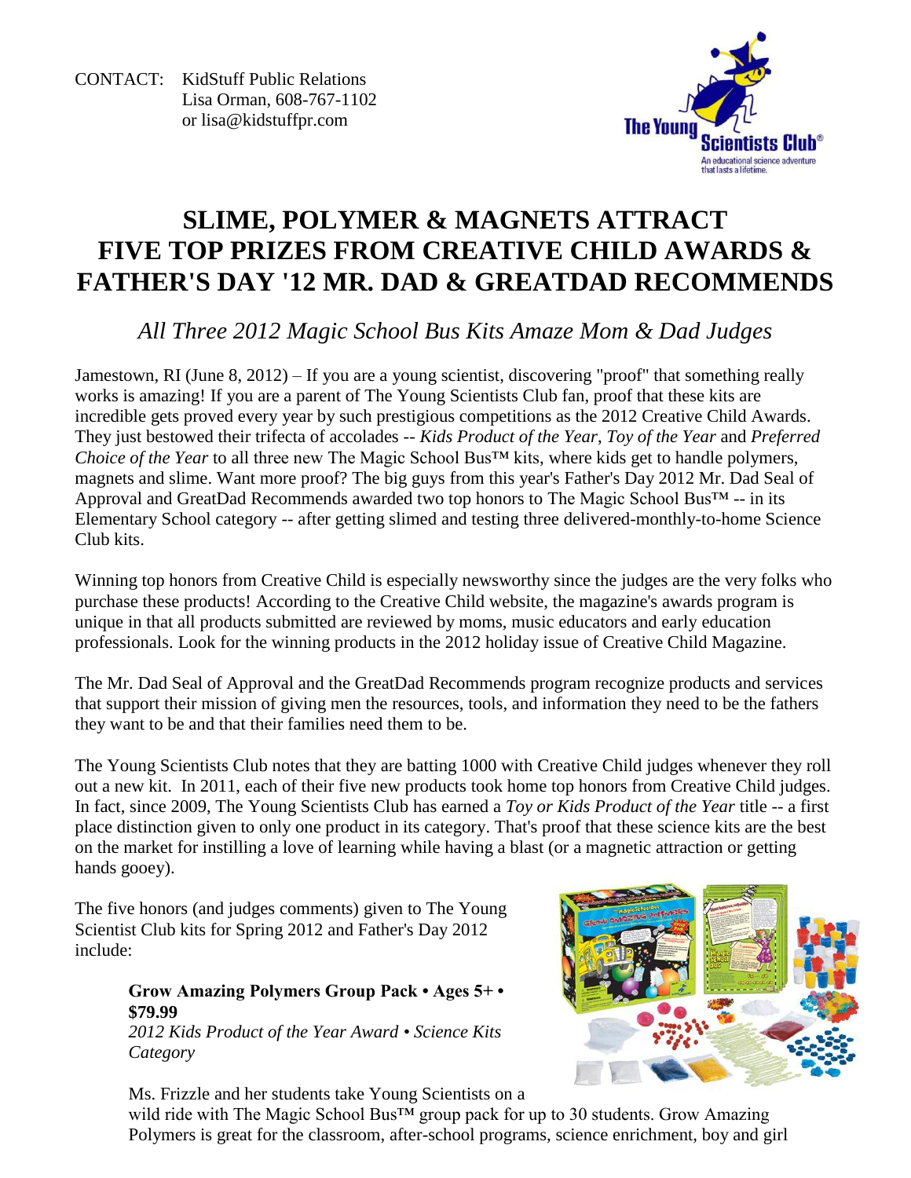CONTACT: KidStuff Public Relations
Lisa Orman, 608-767-1102
or lisa@kidstuffpr.com

The Young Scientists Club®
An educational science adventure that lasts a lifetime.

# SLIME, POLYMER & MAGNETS ATTRACT FIVE TOP PRIZES FROM CREATIVE CHILD AWARDS & FATHER'S DAY '12 MR. DAD & GREATDAD RECOMMENDS

## *All Three 2012 Magic School Bus Kits Amaze Mom & Dad Judges*

Jamestown, RI (June 8, 2012) – If you are a young scientist, discovering "proof" that something really works is amazing! If you are a parent of The Young Scientists Club fan, proof that these kits are incredible gets proved every year by such prestigious competitions as the 2012 Creative Child Awards. They just bestowed their trifecta of accolades -- *Kids Product of the Year*, *Toy of the Year* and *Preferred Choice of the Year* to all three new The Magic School Bus™ kits, where kids get to handle polymers, magnets and slime. Want more proof? The big guys from this year's Father's Day 2012 Mr. Dad Seal of Approval and GreatDad Recommends awarded two top honors to The Magic School Bus™ -- in its Elementary School category -- after getting slimed and testing three delivered-monthly-to-home Science Club kits.

Winning top honors from Creative Child is especially newsworthy since the judges are the very folks who purchase these products! According to the Creative Child website, the magazine's awards program is unique in that all products submitted are reviewed by moms, music educators and early education professionals. Look for the winning products in the 2012 holiday issue of Creative Child Magazine.

The Mr. Dad Seal of Approval and the GreatDad Recommends program recognize products and services that support their mission of giving men the resources, tools, and information they need to be the fathers they want to be and that their families need them to be.

The Young Scientists Club notes that they are batting 1000 with Creative Child judges whenever they roll out a new kit. In 2011, each of their five new products took home top honors from Creative Child judges. In fact, since 2009, The Young Scientists Club has earned a *Toy or Kids Product of the Year* title -- a first place distinction given to only one product in its category. That's proof that these science kits are the best on the market for instilling a love of learning while having a blast (or a magnetic attraction or getting hands gooey).

The five honors (and judges comments) given to The Young Scientist Club kits for Spring 2012 and Father's Day 2012 include:

> **Grow Amazing Polymers Group Pack • Ages 5+ • $79.99**
> *2012 Kids Product of the Year Award • Science Kits Category*
>
> Ms. Frizzle and her students take Young Scientists on a wild ride with The Magic School Bus™ group pack for up to 30 students. Grow Amazing Polymers is great for the classroom, after-school programs, science enrichment, boy and girl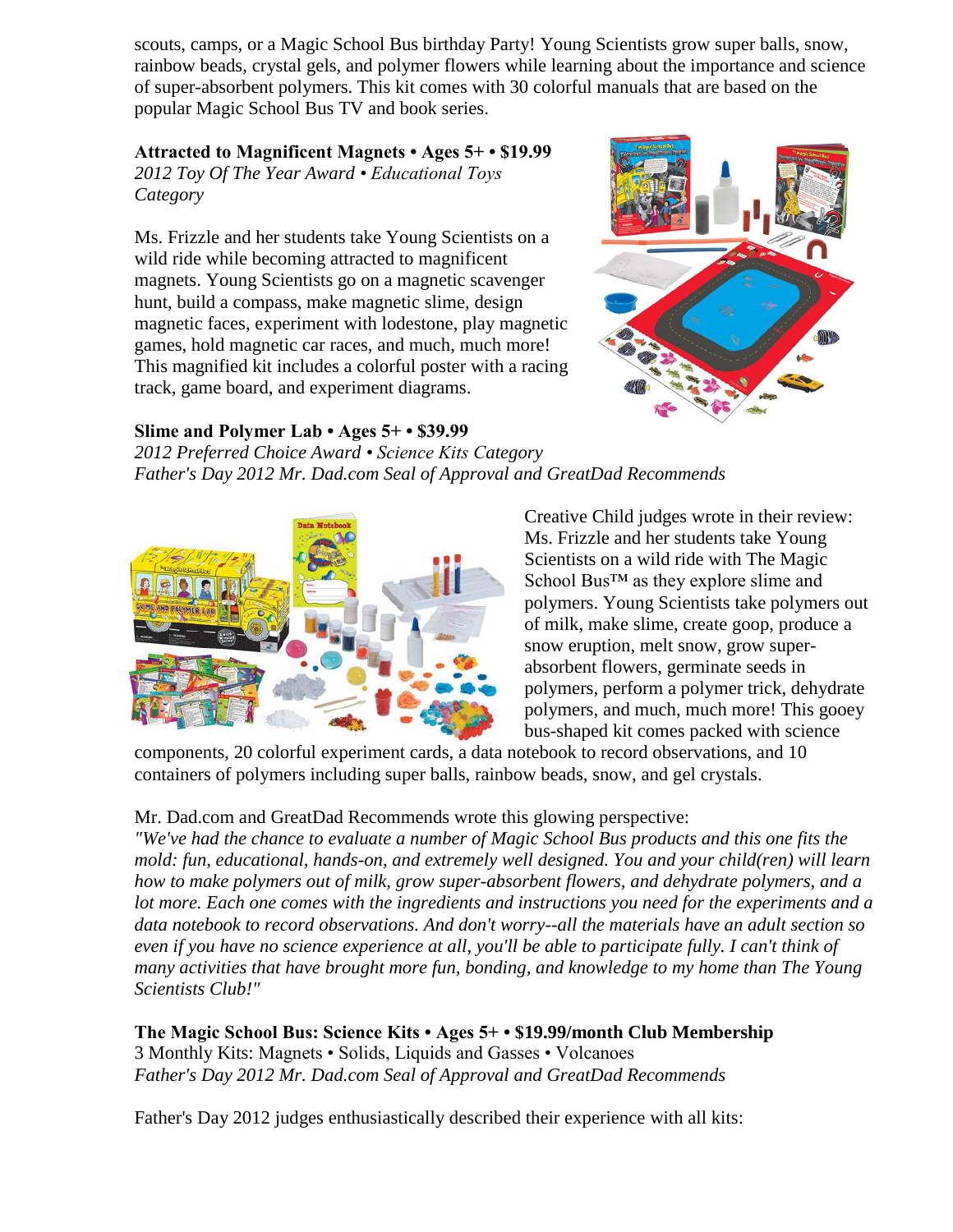scouts, camps, or a Magic School Bus birthday Party! Young Scientists grow super balls, snow, rainbow beads, crystal gels, and polymer flowers while learning about the importance and science of super-absorbent polymers. This kit comes with 30 colorful manuals that are based on the popular Magic School Bus TV and book series.

**Attracted to Magnificent Magnets • Ages 5+ • $19.99**
*2012 Toy Of The Year Award • Educational Toys Category*

Ms. Frizzle and her students take Young Scientists on a wild ride while becoming attracted to magnificent magnets. Young Scientists go on a magnetic scavenger hunt, build a compass, make magnetic slime, design magnetic faces, experiment with lodestone, play magnetic games, hold magnetic car races, and much, much more! This magnified kit includes a colorful poster with a racing track, game board, and experiment diagrams.

**Slime and Polymer Lab • Ages 5+ • $39.99**
*2012 Preferred Choice Award • Science Kits Category*
*Father's Day 2012 Mr. Dad.com Seal of Approval and GreatDad Recommends*

Creative Child judges wrote in their review: Ms. Frizzle and her students take Young Scientists on a wild ride with The Magic School Bus™ as they explore slime and polymers. Young Scientists take polymers out of milk, make slime, create goop, produce a snow eruption, melt snow, grow super-absorbent flowers, germinate seeds in polymers, perform a polymer trick, dehydrate polymers, and much, much more! This gooey bus-shaped kit comes packed with science components, 20 colorful experiment cards, a data notebook to record observations, and 10 containers of polymers including super balls, rainbow beads, snow, and gel crystals.

Mr. Dad.com and GreatDad Recommends wrote this glowing perspective:
*"We've had the chance to evaluate a number of Magic School Bus products and this one fits the mold: fun, educational, hands-on, and extremely well designed. You and your child(ren) will learn how to make polymers out of milk, grow super-absorbent flowers, and dehydrate polymers, and a lot more. Each one comes with the ingredients and instructions you need for the experiments and a data notebook to record observations. And don't worry--all the materials have an adult section so even if you have no science experience at all, you'll be able to participate fully. I can't think of many activities that have brought more fun, bonding, and knowledge to my home than The Young Scientists Club!"*

**The Magic School Bus: Science Kits • Ages 5+ • $19.99/month Club Membership**
3 Monthly Kits: Magnets • Solids, Liquids and Gasses • Volcanoes
*Father's Day 2012 Mr. Dad.com Seal of Approval and GreatDad Recommends*

Father's Day 2012 judges enthusiastically described their experience with all kits: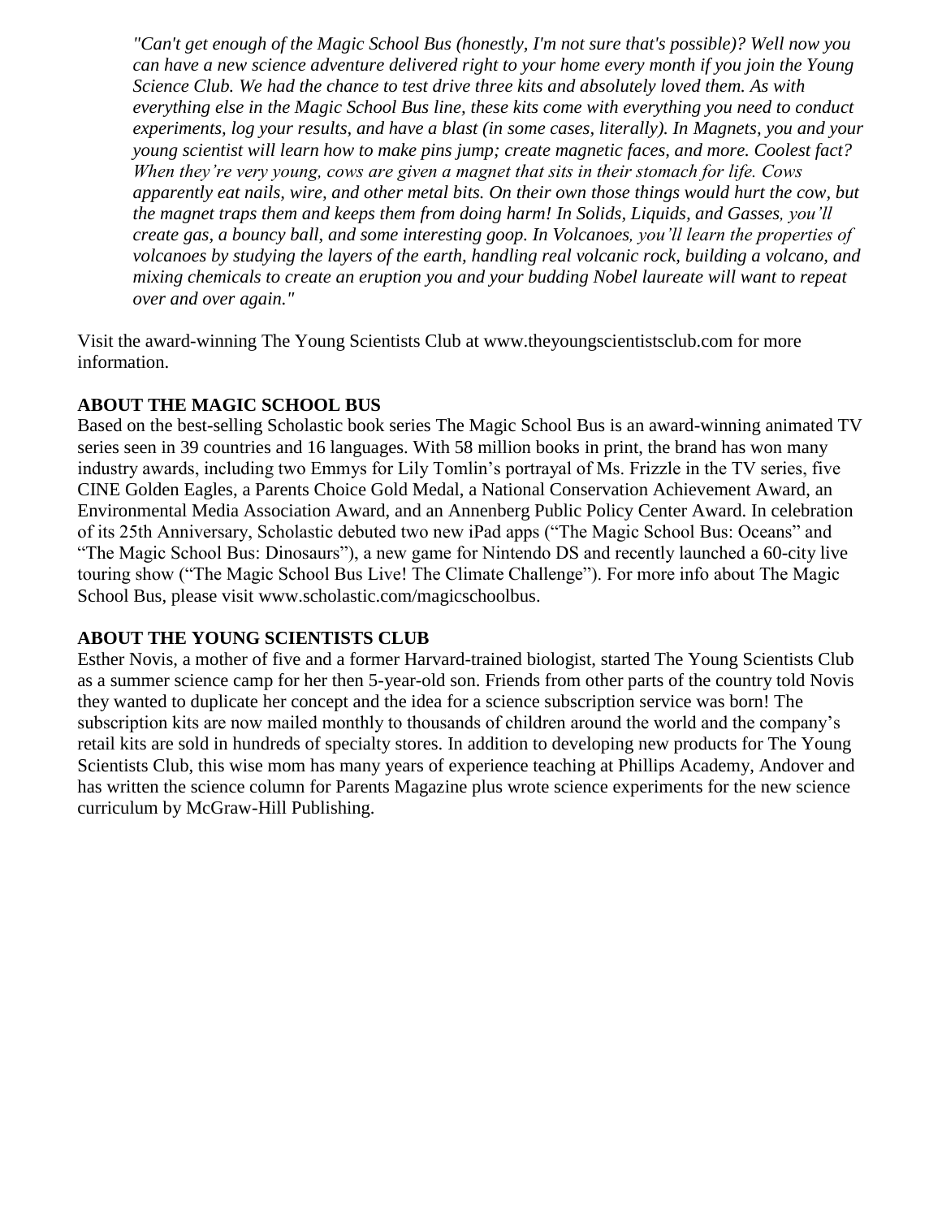*"Can't get enough of the Magic School Bus (honestly, I'm not sure that's possible)? Well now you can have a new science adventure delivered right to your home every month if you join the Young Science Club. We had the chance to test drive three kits and absolutely loved them. As with everything else in the Magic School Bus line, these kits come with everything you need to conduct experiments, log your results, and have a blast (in some cases, literally). In Magnets, you and your young scientist will learn how to make pins jump; create magnetic faces, and more. Coolest fact? When they're very young, cows are given a magnet that sits in their stomach for life. Cows apparently eat nails, wire, and other metal bits. On their own those things would hurt the cow, but the magnet traps them and keeps them from doing harm! In Solids, Liquids, and Gasses, you'll create gas, a bouncy ball, and some interesting goop. In Volcanoes, you'll learn the properties of volcanoes by studying the layers of the earth, handling real volcanic rock, building a volcano, and mixing chemicals to create an eruption you and your budding Nobel laureate will want to repeat over and over again."*

Visit the award-winning The Young Scientists Club at www.theyoungscientistsclub.com for more information.

**ABOUT THE MAGIC SCHOOL BUS**

Based on the best-selling Scholastic book series The Magic School Bus is an award-winning animated TV series seen in 39 countries and 16 languages. With 58 million books in print, the brand has won many industry awards, including two Emmys for Lily Tomlin's portrayal of Ms. Frizzle in the TV series, five CINE Golden Eagles, a Parents Choice Gold Medal, a National Conservation Achievement Award, an Environmental Media Association Award, and an Annenberg Public Policy Center Award. In celebration of its 25th Anniversary, Scholastic debuted two new iPad apps ("The Magic School Bus: Oceans" and "The Magic School Bus: Dinosaurs"), a new game for Nintendo DS and recently launched a 60-city live touring show ("The Magic School Bus Live! The Climate Challenge"). For more info about The Magic School Bus, please visit www.scholastic.com/magicschoolbus.

**ABOUT THE YOUNG SCIENTISTS CLUB**

Esther Novis, a mother of five and a former Harvard-trained biologist, started The Young Scientists Club as a summer science camp for her then 5-year-old son. Friends from other parts of the country told Novis they wanted to duplicate her concept and the idea for a science subscription service was born! The subscription kits are now mailed monthly to thousands of children around the world and the company's retail kits are sold in hundreds of specialty stores. In addition to developing new products for The Young Scientists Club, this wise mom has many years of experience teaching at Phillips Academy, Andover and has written the science column for Parents Magazine plus wrote science experiments for the new science curriculum by McGraw-Hill Publishing.